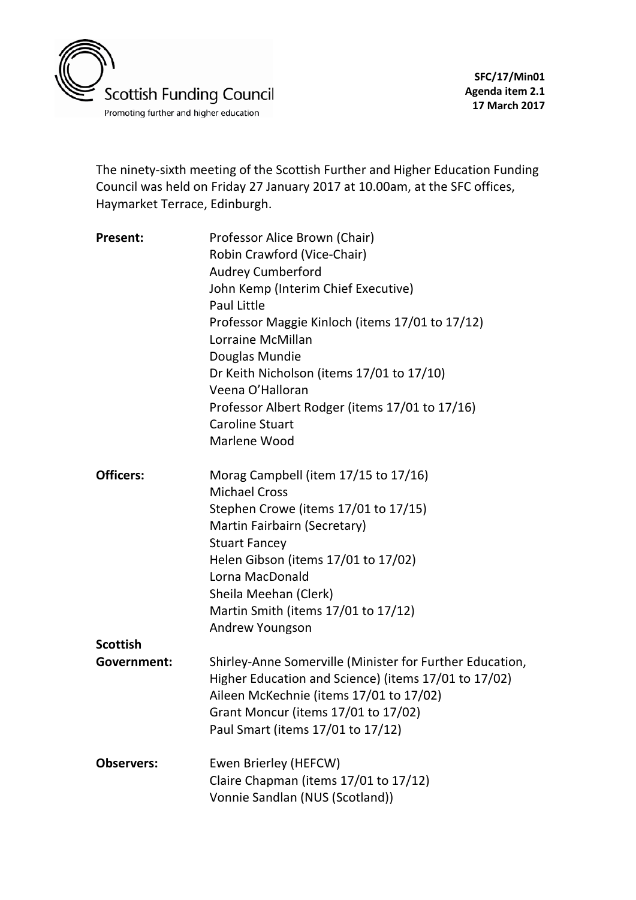Scottish Funding Council
Promoting further and higher education

**SFC/17/Min01**
**Agenda item 2.1**
**17 March 2017**

The ninety-sixth meeting of the Scottish Further and Higher Education Funding Council was held on Friday 27 January 2017 at 10.00am, at the SFC offices, Haymarket Terrace, Edinburgh.

| | |
|---|---|
| **Present:** | Professor Alice Brown (Chair) |
| | Robin Crawford (Vice-Chair) |
| | Audrey Cumberford |
| | John Kemp (Interim Chief Executive) |
| | Paul Little |
| | Professor Maggie Kinloch (items 17/01 to 17/12) |
| | Lorraine McMillan |
| | Douglas Mundie |
| | Dr Keith Nicholson (items 17/01 to 17/10) |
| | Veena O'Halloran |
| | Professor Albert Rodger (items 17/01 to 17/16) |
| | Caroline Stuart |
| | Marlene Wood |
| **Officers:** | Morag Campbell (item 17/15 to 17/16) |
| | Michael Cross |
| | Stephen Crowe (items 17/01 to 17/15) |
| | Martin Fairbairn (Secretary) |
| | Stuart Fancey |
| | Helen Gibson (items 17/01 to 17/02) |
| | Lorna MacDonald |
| | Sheila Meehan (Clerk) |
| | Martin Smith (items 17/01 to 17/12) |
| | Andrew Youngson |
| **Scottish Government:** | Shirley-Anne Somerville (Minister for Further Education, Higher Education and Science) (items 17/01 to 17/02) |
| | Aileen McKechnie (items 17/01 to 17/02) |
| | Grant Moncur (items 17/01 to 17/02) |
| | Paul Smart (items 17/01 to 17/12) |
| **Observers:** | Ewen Brierley (HEFCW) |
| | Claire Chapman (items 17/01 to 17/12) |
| | Vonnie Sandlan (NUS (Scotland)) |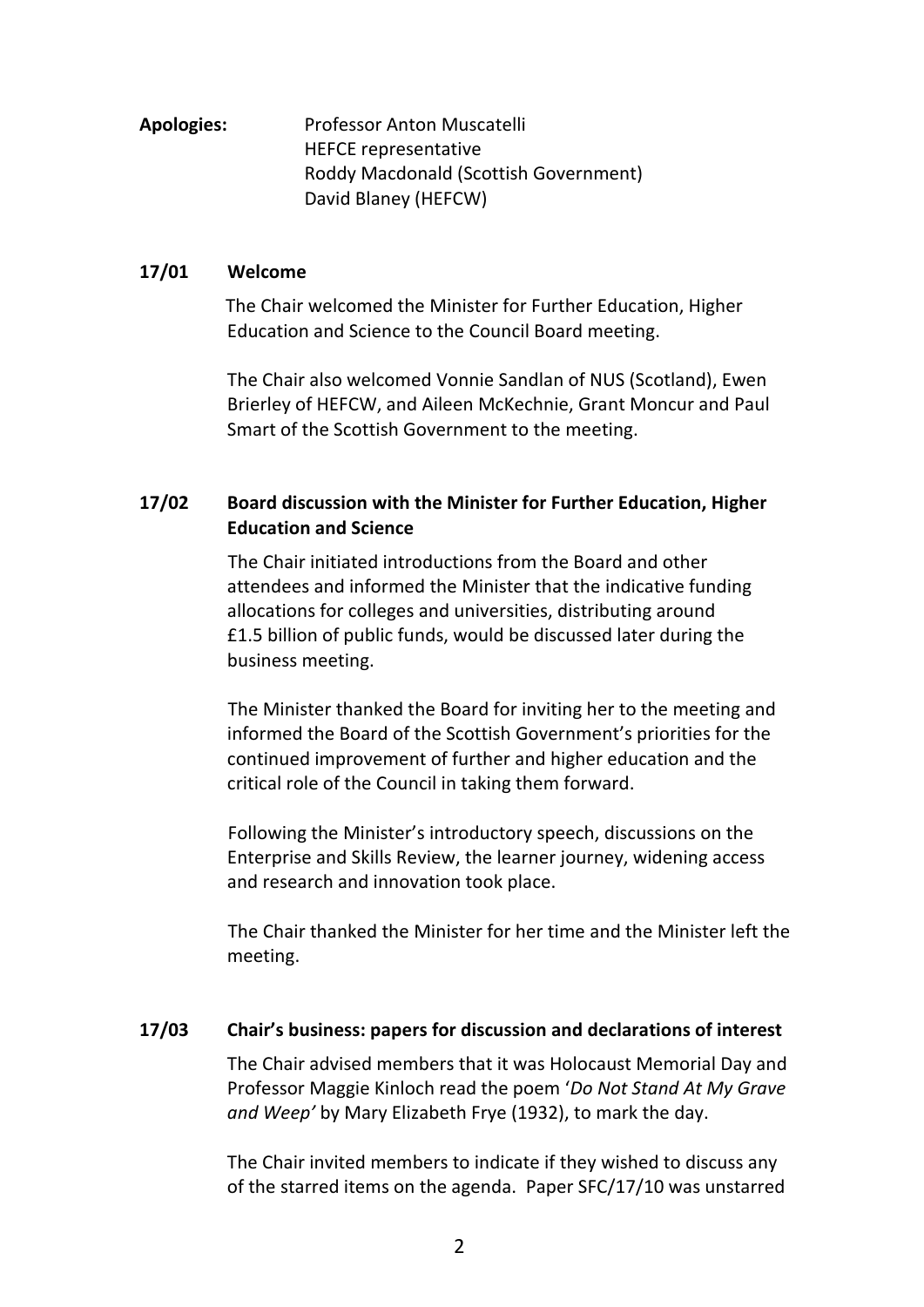**Apologies:** Professor Anton Muscatelli
HEFCE representative
Roddy Macdonald (Scottish Government)
David Blaney (HEFCW)

**17/01 Welcome**

The Chair welcomed the Minister for Further Education, Higher Education and Science to the Council Board meeting.

The Chair also welcomed Vonnie Sandlan of NUS (Scotland), Ewen Brierley of HEFCW, and Aileen McKechnie, Grant Moncur and Paul Smart of the Scottish Government to the meeting.

**17/02 Board discussion with the Minister for Further Education, Higher Education and Science**

The Chair initiated introductions from the Board and other attendees and informed the Minister that the indicative funding allocations for colleges and universities, distributing around £1.5 billion of public funds, would be discussed later during the business meeting.

The Minister thanked the Board for inviting her to the meeting and informed the Board of the Scottish Government's priorities for the continued improvement of further and higher education and the critical role of the Council in taking them forward.

Following the Minister's introductory speech, discussions on the Enterprise and Skills Review, the learner journey, widening access and research and innovation took place.

The Chair thanked the Minister for her time and the Minister left the meeting.

**17/03 Chair's business: papers for discussion and declarations of interest**

The Chair advised members that it was Holocaust Memorial Day and Professor Maggie Kinloch read the poem '*Do Not Stand At My Grave and Weep'* by Mary Elizabeth Frye (1932), to mark the day.

The Chair invited members to indicate if they wished to discuss any of the starred items on the agenda. Paper SFC/17/10 was unstarred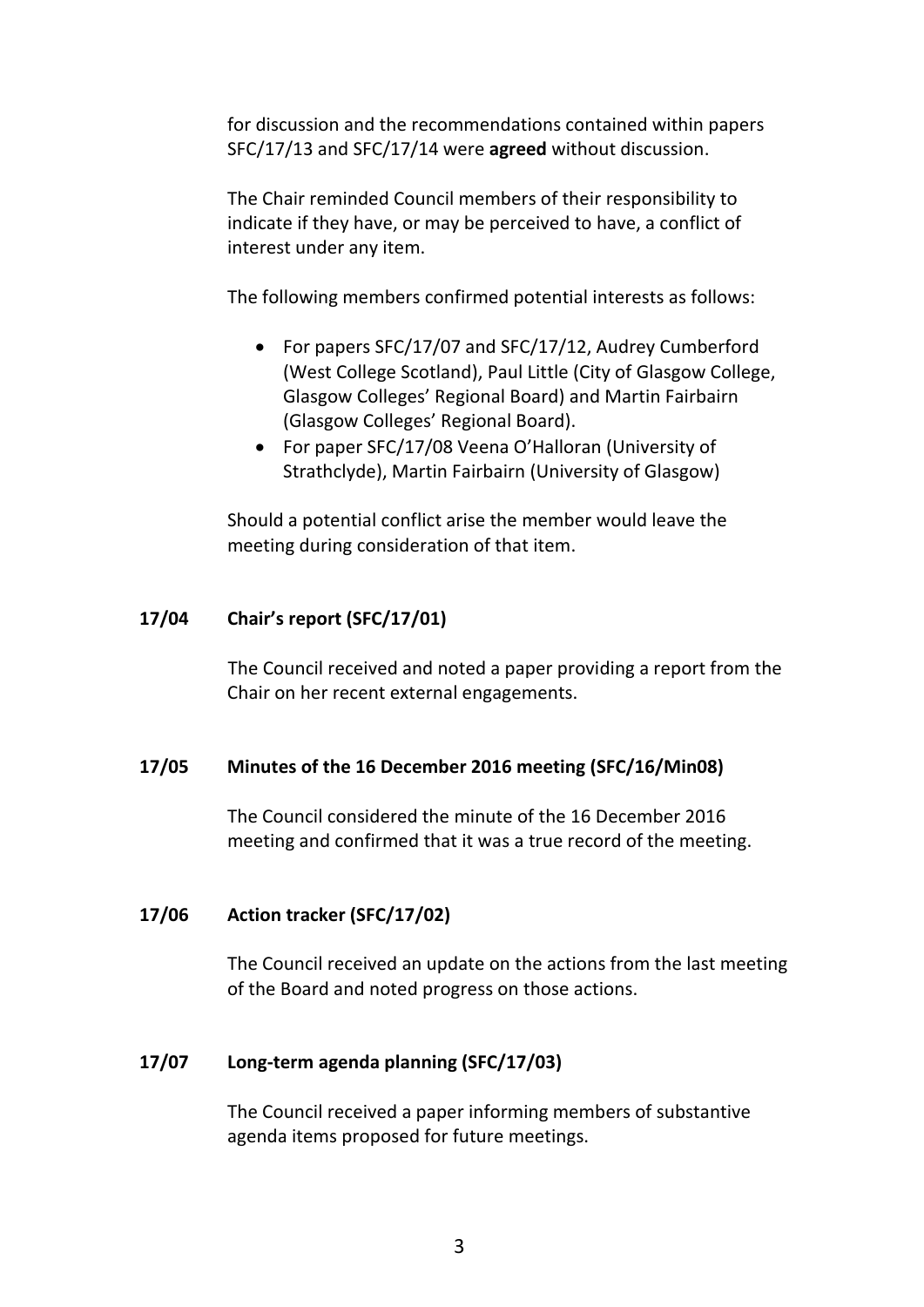for discussion and the recommendations contained within papers SFC/17/13 and SFC/17/14 were **agreed** without discussion.

The Chair reminded Council members of their responsibility to indicate if they have, or may be perceived to have, a conflict of interest under any item.

The following members confirmed potential interests as follows:

- For papers SFC/17/07 and SFC/17/12, Audrey Cumberford (West College Scotland), Paul Little (City of Glasgow College, Glasgow Colleges' Regional Board) and Martin Fairbairn (Glasgow Colleges' Regional Board).
- For paper SFC/17/08 Veena O'Halloran (University of Strathclyde), Martin Fairbairn (University of Glasgow)

Should a potential conflict arise the member would leave the meeting during consideration of that item.

**17/04 Chair's report (SFC/17/01)**

The Council received and noted a paper providing a report from the Chair on her recent external engagements.

**17/05 Minutes of the 16 December 2016 meeting (SFC/16/Min08)**

The Council considered the minute of the 16 December 2016 meeting and confirmed that it was a true record of the meeting.

**17/06 Action tracker (SFC/17/02)**

The Council received an update on the actions from the last meeting of the Board and noted progress on those actions.

**17/07 Long-term agenda planning (SFC/17/03)**

The Council received a paper informing members of substantive agenda items proposed for future meetings.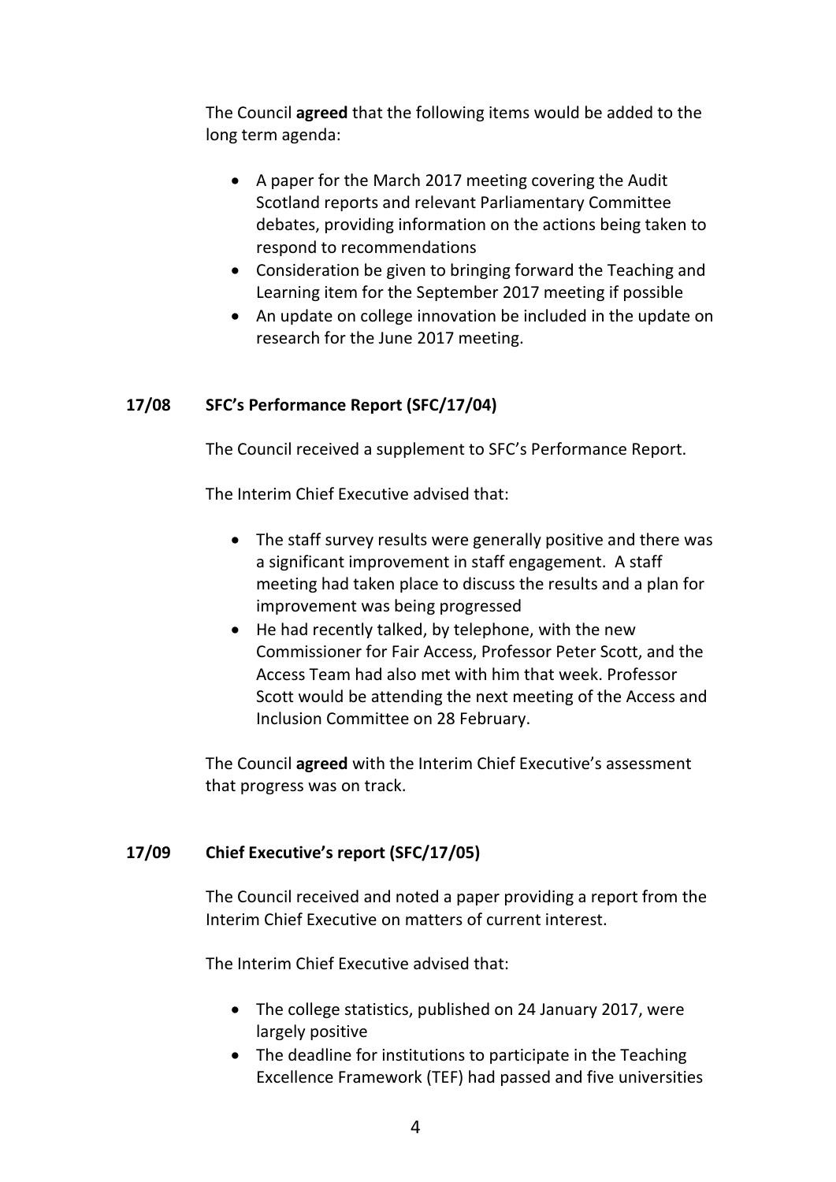The Council **agreed** that the following items would be added to the long term agenda:

- A paper for the March 2017 meeting covering the Audit Scotland reports and relevant Parliamentary Committee debates, providing information on the actions being taken to respond to recommendations
- Consideration be given to bringing forward the Teaching and Learning item for the September 2017 meeting if possible
- An update on college innovation be included in the update on research for the June 2017 meeting.

**17/08 SFC's Performance Report (SFC/17/04)**

The Council received a supplement to SFC's Performance Report.

The Interim Chief Executive advised that:

- The staff survey results were generally positive and there was a significant improvement in staff engagement. A staff meeting had taken place to discuss the results and a plan for improvement was being progressed
- He had recently talked, by telephone, with the new Commissioner for Fair Access, Professor Peter Scott, and the Access Team had also met with him that week. Professor Scott would be attending the next meeting of the Access and Inclusion Committee on 28 February.

The Council **agreed** with the Interim Chief Executive's assessment that progress was on track.

**17/09 Chief Executive's report (SFC/17/05)**

The Council received and noted a paper providing a report from the Interim Chief Executive on matters of current interest.

The Interim Chief Executive advised that:

- The college statistics, published on 24 January 2017, were largely positive
- The deadline for institutions to participate in the Teaching Excellence Framework (TEF) had passed and five universities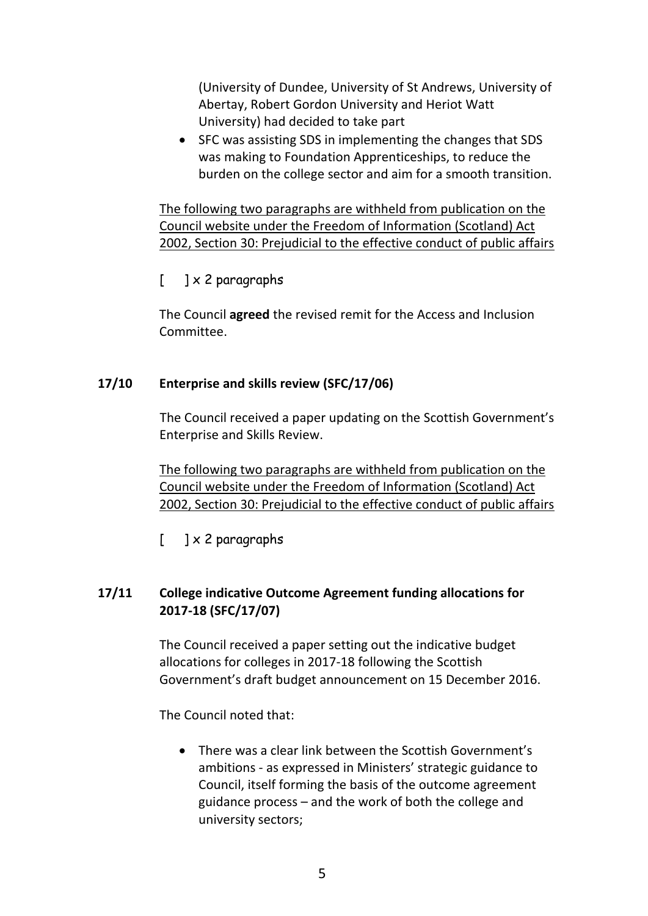(University of Dundee, University of St Andrews, University of Abertay, Robert Gordon University and Heriot Watt University) had decided to take part

- SFC was assisting SDS in implementing the changes that SDS was making to Foundation Apprenticeships, to reduce the burden on the college sector and aim for a smooth transition.

<u>The following two paragraphs are withheld from publication on the Council website under the Freedom of Information (Scotland) Act 2002, Section 30: Prejudicial to the effective conduct of public affairs</u>

[ ] x 2 paragraphs

The Council **agreed** the revised remit for the Access and Inclusion Committee.

**17/10 Enterprise and skills review (SFC/17/06)**

The Council received a paper updating on the Scottish Government's Enterprise and Skills Review.

<u>The following two paragraphs are withheld from publication on the Council website under the Freedom of Information (Scotland) Act 2002, Section 30: Prejudicial to the effective conduct of public affairs</u>

[ ] x 2 paragraphs

**17/11 College indicative Outcome Agreement funding allocations for 2017-18 (SFC/17/07)**

The Council received a paper setting out the indicative budget allocations for colleges in 2017-18 following the Scottish Government's draft budget announcement on 15 December 2016.

The Council noted that:

- There was a clear link between the Scottish Government's ambitions - as expressed in Ministers' strategic guidance to Council, itself forming the basis of the outcome agreement guidance process – and the work of both the college and university sectors;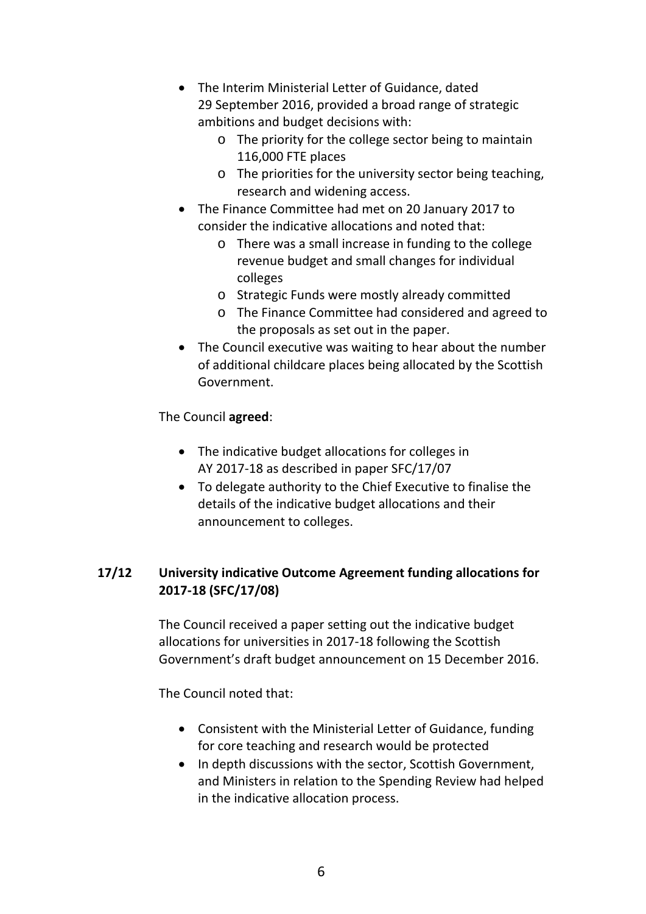- The Interim Ministerial Letter of Guidance, dated 29 September 2016, provided a broad range of strategic ambitions and budget decisions with:
  - The priority for the college sector being to maintain 116,000 FTE places
  - The priorities for the university sector being teaching, research and widening access.
- The Finance Committee had met on 20 January 2017 to consider the indicative allocations and noted that:
  - There was a small increase in funding to the college revenue budget and small changes for individual colleges
  - Strategic Funds were mostly already committed
  - The Finance Committee had considered and agreed to the proposals as set out in the paper.
- The Council executive was waiting to hear about the number of additional childcare places being allocated by the Scottish Government.

The Council **agreed**:

- The indicative budget allocations for colleges in AY 2017-18 as described in paper SFC/17/07
- To delegate authority to the Chief Executive to finalise the details of the indicative budget allocations and their announcement to colleges.

**17/12 University indicative Outcome Agreement funding allocations for 2017-18 (SFC/17/08)**

The Council received a paper setting out the indicative budget allocations for universities in 2017-18 following the Scottish Government's draft budget announcement on 15 December 2016.

The Council noted that:

- Consistent with the Ministerial Letter of Guidance, funding for core teaching and research would be protected
- In depth discussions with the sector, Scottish Government, and Ministers in relation to the Spending Review had helped in the indicative allocation process.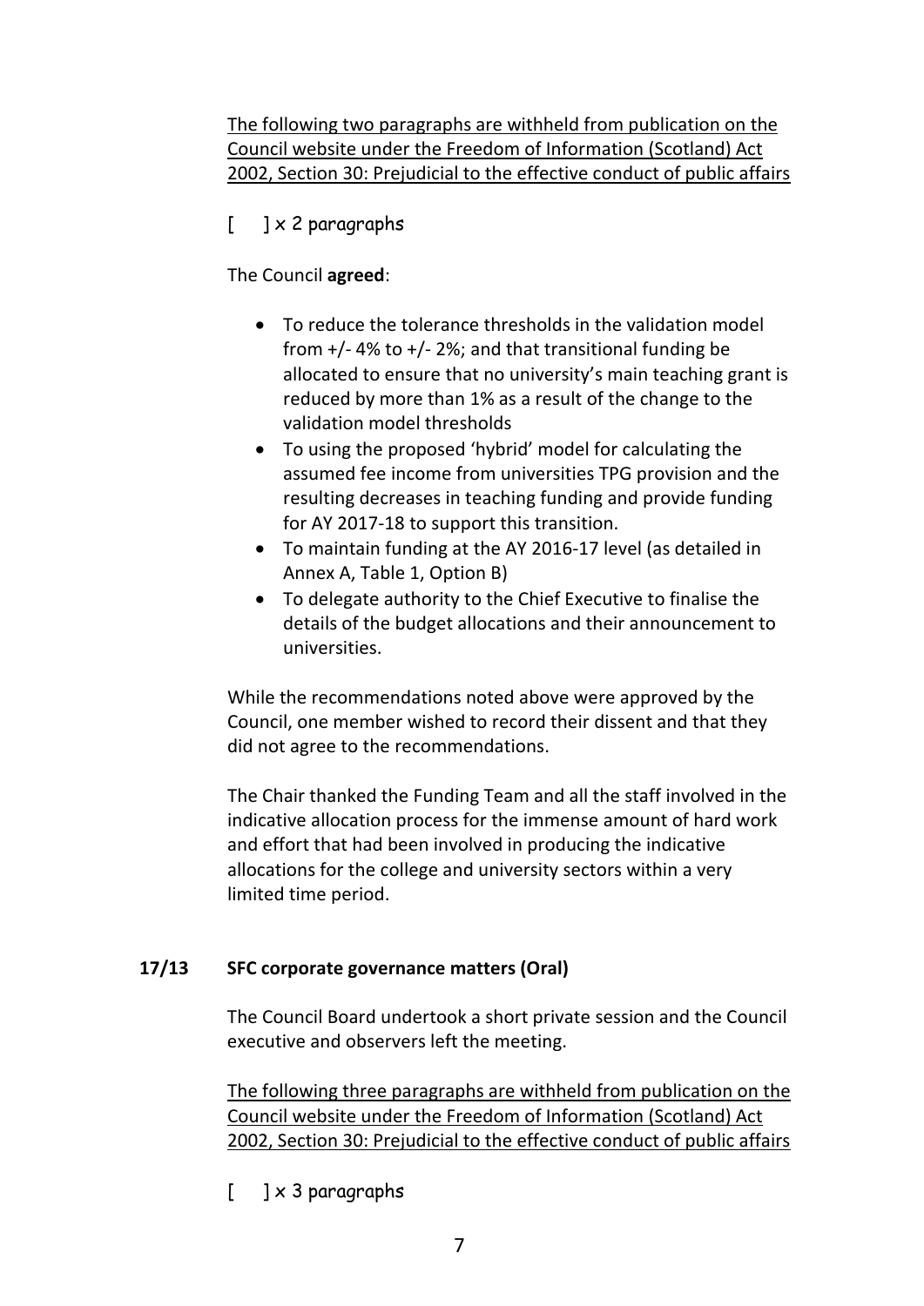<u>The following two paragraphs are withheld from publication on the Council website under the Freedom of Information (Scotland) Act 2002, Section 30: Prejudicial to the effective conduct of public affairs</u>

[ ] x 2 paragraphs

The Council **agreed**:

- To reduce the tolerance thresholds in the validation model from +/- 4% to +/- 2%; and that transitional funding be allocated to ensure that no university's main teaching grant is reduced by more than 1% as a result of the change to the validation model thresholds
- To using the proposed 'hybrid' model for calculating the assumed fee income from universities TPG provision and the resulting decreases in teaching funding and provide funding for AY 2017-18 to support this transition.
- To maintain funding at the AY 2016-17 level (as detailed in Annex A, Table 1, Option B)
- To delegate authority to the Chief Executive to finalise the details of the budget allocations and their announcement to universities.

While the recommendations noted above were approved by the Council, one member wished to record their dissent and that they did not agree to the recommendations.

The Chair thanked the Funding Team and all the staff involved in the indicative allocation process for the immense amount of hard work and effort that had been involved in producing the indicative allocations for the college and university sectors within a very limited time period.

**17/13 SFC corporate governance matters (Oral)**

The Council Board undertook a short private session and the Council executive and observers left the meeting.

<u>The following three paragraphs are withheld from publication on the Council website under the Freedom of Information (Scotland) Act 2002, Section 30: Prejudicial to the effective conduct of public affairs</u>

[ ] x 3 paragraphs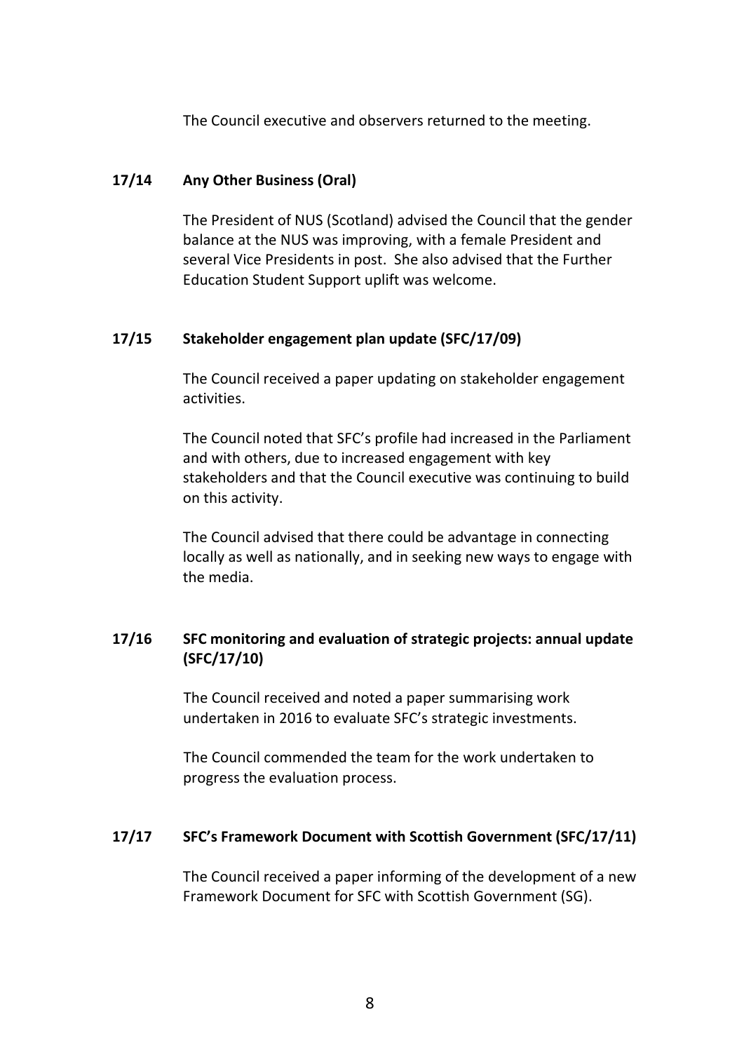The Council executive and observers returned to the meeting.

### 17/14 Any Other Business (Oral)

The President of NUS (Scotland) advised the Council that the gender balance at the NUS was improving, with a female President and several Vice Presidents in post. She also advised that the Further Education Student Support uplift was welcome.

### 17/15 Stakeholder engagement plan update (SFC/17/09)

The Council received a paper updating on stakeholder engagement activities.

The Council noted that SFC's profile had increased in the Parliament and with others, due to increased engagement with key stakeholders and that the Council executive was continuing to build on this activity.

The Council advised that there could be advantage in connecting locally as well as nationally, and in seeking new ways to engage with the media.

### 17/16 SFC monitoring and evaluation of strategic projects: annual update (SFC/17/10)

The Council received and noted a paper summarising work undertaken in 2016 to evaluate SFC's strategic investments.

The Council commended the team for the work undertaken to progress the evaluation process.

### 17/17 SFC's Framework Document with Scottish Government (SFC/17/11)

The Council received a paper informing of the development of a new Framework Document for SFC with Scottish Government (SG).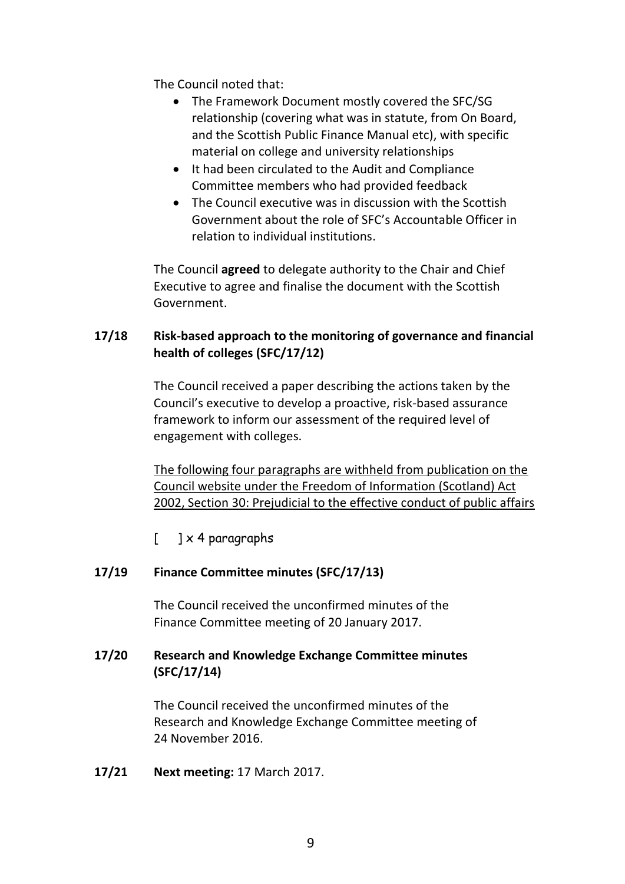The Council noted that:

- The Framework Document mostly covered the SFC/SG relationship (covering what was in statute, from On Board, and the Scottish Public Finance Manual etc), with specific material on college and university relationships
- It had been circulated to the Audit and Compliance Committee members who had provided feedback
- The Council executive was in discussion with the Scottish Government about the role of SFC's Accountable Officer in relation to individual institutions.

The Council **agreed** to delegate authority to the Chair and Chief Executive to agree and finalise the document with the Scottish Government.

**17/18 Risk-based approach to the monitoring of governance and financial health of colleges (SFC/17/12)**

The Council received a paper describing the actions taken by the Council's executive to develop a proactive, risk-based assurance framework to inform our assessment of the required level of engagement with colleges.

The following four paragraphs are withheld from publication on the Council website under the Freedom of Information (Scotland) Act 2002, Section 30: Prejudicial to the effective conduct of public affairs

[ ] x 4 paragraphs

**17/19 Finance Committee minutes (SFC/17/13)**

The Council received the unconfirmed minutes of the Finance Committee meeting of 20 January 2017.

**17/20 Research and Knowledge Exchange Committee minutes (SFC/17/14)**

The Council received the unconfirmed minutes of the Research and Knowledge Exchange Committee meeting of 24 November 2016.

**17/21 Next meeting:** 17 March 2017.